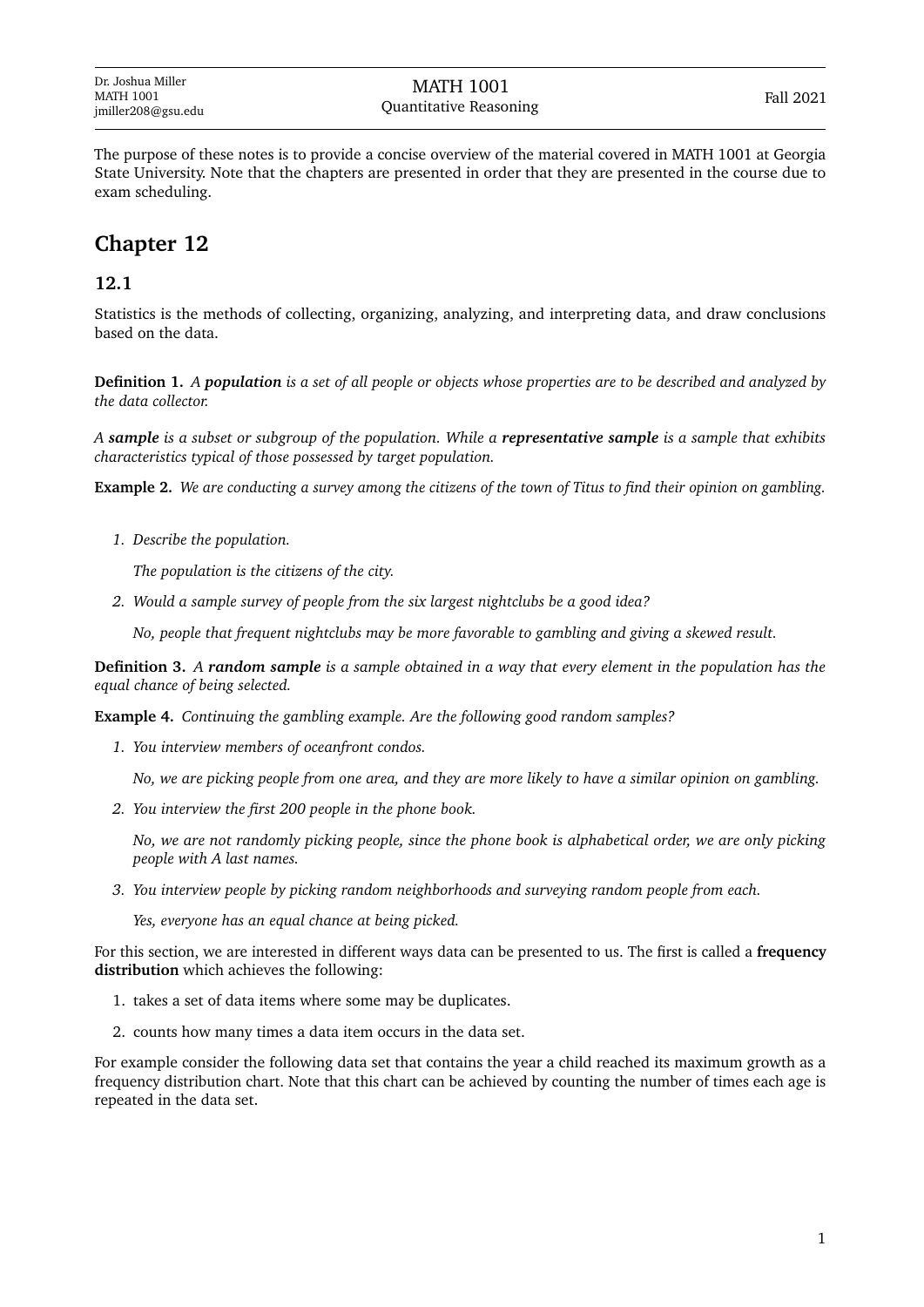Dr. Joshua Miller
MATH 1001
jmiller208@gsu.edu

MATH 1001
Quantitative Reasoning

Fall 2021

The purpose of these notes is to provide a concise overview of the material covered in MATH 1001 at Georgia State University. Note that the chapters are presented in order that they are presented in the course due to exam scheduling.

# Chapter 12

## 12.1

Statistics is the methods of collecting, organizing, analyzing, and interpreting data, and draw conclusions based on the data.

**Definition 1.** *A **population** is a set of all people or objects whose properties are to be described and analyzed by the data collector.*

*A **sample** is a subset or subgroup of the population. While a **representative sample** is a sample that exhibits characteristics typical of those possessed by target population.*

**Example 2.** *We are conducting a survey among the citizens of the town of Titus to find their opinion on gambling.*

1. *Describe the population.*

   *The population is the citizens of the city.*

2. *Would a sample survey of people from the six largest nightclubs be a good idea?*

   *No, people that frequent nightclubs may be more favorable to gambling and giving a skewed result.*

**Definition 3.** *A **random sample** is a sample obtained in a way that every element in the population has the equal chance of being selected.*

**Example 4.** *Continuing the gambling example. Are the following good random samples?*

1. *You interview members of oceanfront condos.*

   *No, we are picking people from one area, and they are more likely to have a similar opinion on gambling.*

2. *You interview the first 200 people in the phone book.*

   *No, we are not randomly picking people, since the phone book is alphabetical order, we are only picking people with A last names.*

3. *You interview people by picking random neighborhoods and surveying random people from each.*

   *Yes, everyone has an equal chance at being picked.*

For this section, we are interested in different ways data can be presented to us. The first is called a **frequency distribution** which achieves the following:

1. takes a set of data items where some may be duplicates.
2. counts how many times a data item occurs in the data set.

For example consider the following data set that contains the year a child reached its maximum growth as a frequency distribution chart. Note that this chart can be achieved by counting the number of times each age is repeated in the data set.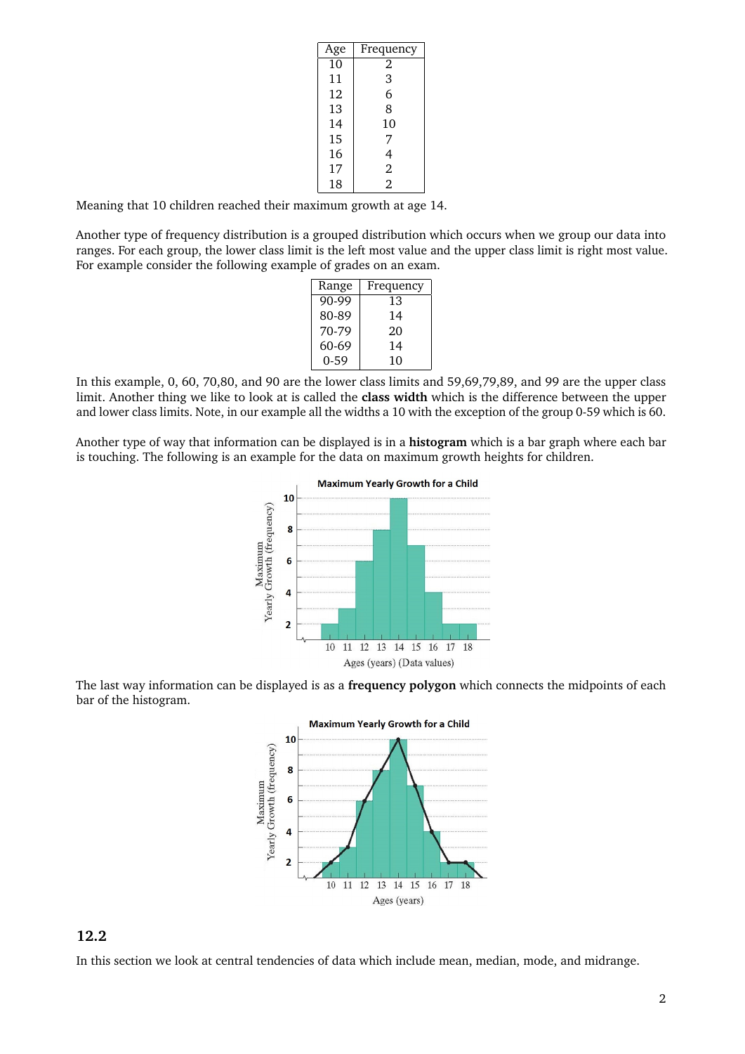| Age | Frequency |
|---|---|
| 10 | 2 |
| 11 | 3 |
| 12 | 6 |
| 13 | 8 |
| 14 | 10 |
| 15 | 7 |
| 16 | 4 |
| 17 | 2 |
| 18 | 2 |

Meaning that 10 children reached their maximum growth at age 14.

Another type of frequency distribution is a grouped distribution which occurs when we group our data into ranges. For each group, the lower class limit is the left most value and the upper class limit is right most value. For example consider the following example of grades on an exam.

| Range | Frequency |
|---|---|
| 90-99 | 13 |
| 80-89 | 14 |
| 70-79 | 20 |
| 60-69 | 14 |
| 0-59 | 10 |

In this example, 0, 60, 70,80, and 90 are the lower class limits and 59,69,79,89, and 99 are the upper class limit. Another thing we like to look at is called the **class width** which is the difference between the upper and lower class limits. Note, in our example all the widths a 10 with the exception of the group 0-59 which is 60.

Another type of way that information can be displayed is in a **histogram** which is a bar graph where each bar is touching. The following is an example for the data on maximum growth heights for children.

The last way information can be displayed is as a **frequency polygon** which connects the midpoints of each bar of the histogram.

## 12.2

In this section we look at central tendencies of data which include mean, median, mode, and midrange.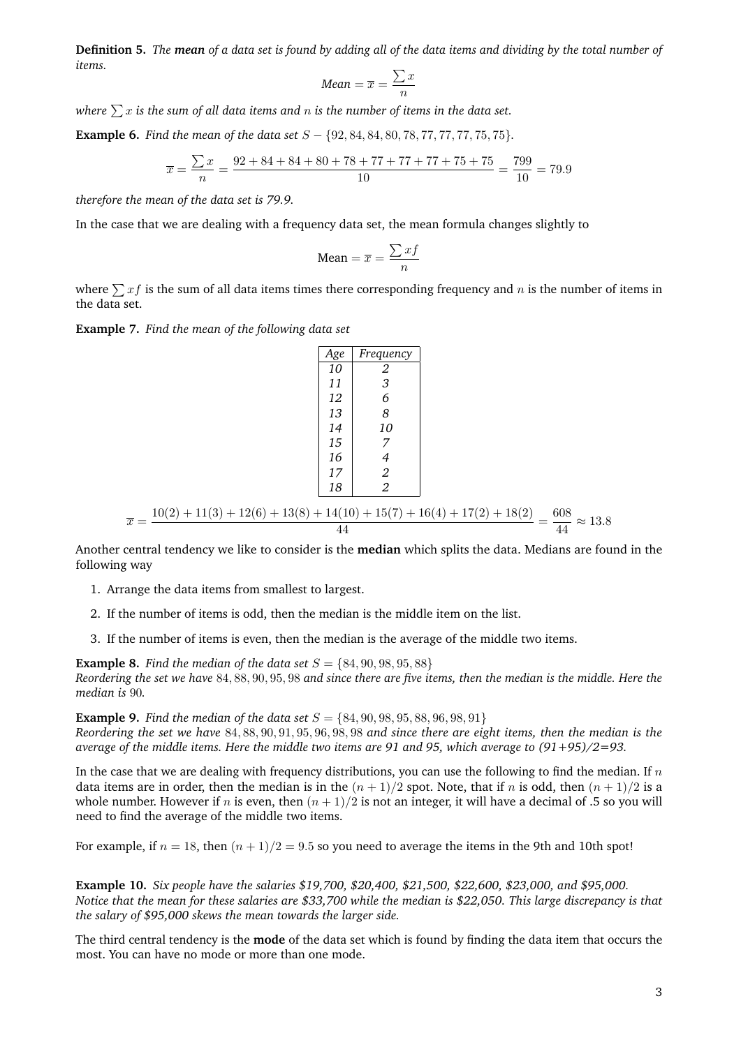**Definition 5.** *The **mean** of a data set is found by adding all of the data items and dividing by the total number of items.*

$$\text{Mean} = \overline{x} = \frac{\sum x}{n}$$

*where $\sum x$ is the sum of all data items and $n$ is the number of items in the data set.*

**Example 6.** *Find the mean of the data set $S - \{92, 84, 84, 80, 78, 77, 77, 77, 75, 75\}$.*

$$\overline{x} = \frac{\sum x}{n} = \frac{92 + 84 + 84 + 80 + 78 + 77 + 77 + 77 + 75 + 75}{10} = \frac{799}{10} = 79.9$$

*therefore the mean of the data set is 79.9.*

In the case that we are dealing with a frequency data set, the mean formula changes slightly to

$$\text{Mean} = \overline{x} = \frac{\sum xf}{n}$$

where $\sum xf$ is the sum of all data items times there corresponding frequency and $n$ is the number of items in the data set.

**Example 7.** *Find the mean of the following data set*

| *Age* | *Frequency* |
|---|---|
| *10* | *2* |
| *11* | *3* |
| *12* | *6* |
| *13* | *8* |
| *14* | *10* |
| *15* | *7* |
| *16* | *4* |
| *17* | *2* |
| *18* | *2* |

$$\overline{x} = \frac{10(2) + 11(3) + 12(6) + 13(8) + 14(10) + 15(7) + 16(4) + 17(2) + 18(2)}{44} = \frac{608}{44} \approx 13.8$$

Another central tendency we like to consider is the **median** which splits the data. Medians are found in the following way

1. Arrange the data items from smallest to largest.
2. If the number of items is odd, then the median is the middle item on the list.
3. If the number of items is even, then the median is the average of the middle two items.

**Example 8.** *Find the median of the data set $S = \{84, 90, 98, 95, 88\}$*
*Reordering the set we have $84, 88, 90, 95, 98$ and since there are five items, then the median is the middle. Here the median is $90$.*

**Example 9.** *Find the median of the data set $S = \{84, 90, 98, 95, 88, 96, 98, 91\}$*
*Reordering the set we have $84, 88, 90, 91, 95, 96, 98, 98$ and since there are eight items, then the median is the average of the middle items. Here the middle two items are 91 and 95, which average to (91+95)/2=93.*

In the case that we are dealing with frequency distributions, you can use the following to find the median. If $n$ data items are in order, then the median is in the $(n + 1)/2$ spot. Note, that if $n$ is odd, then $(n + 1)/2$ is a whole number. However if $n$ is even, then $(n + 1)/2$ is not an integer, it will have a decimal of .5 so you will need to find the average of the middle two items.

For example, if $n = 18$, then $(n + 1)/2 = 9.5$ so you need to average the items in the 9th and 10th spot!

**Example 10.** *Six people have the salaries $19,700, $20,400, $21,500, $22,600, $23,000, and $95,000. Notice that the mean for these salaries are $33,700 while the median is $22,050. This large discrepancy is that the salary of $95,000 skews the mean towards the larger side.*

The third central tendency is the **mode** of the data set which is found by finding the data item that occurs the most. You can have no mode or more than one mode.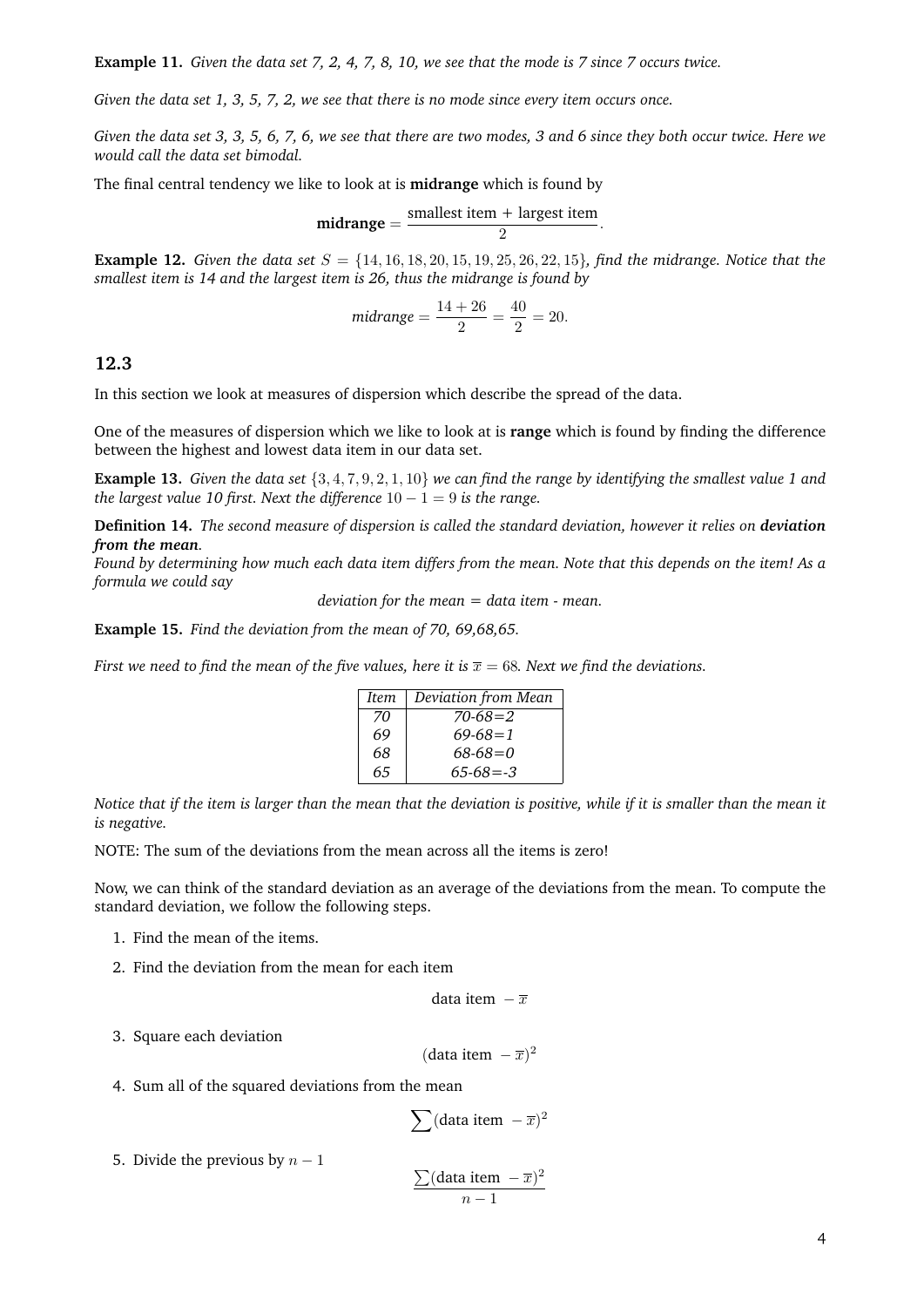**Example 11.** *Given the data set 7, 2, 4, 7, 8, 10, we see that the mode is 7 since 7 occurs twice.*

*Given the data set 1, 3, 5, 7, 2, we see that there is no mode since every item occurs once.*

*Given the data set 3, 3, 5, 6, 7, 6, we see that there are two modes, 3 and 6 since they both occur twice. Here we would call the data set bimodal.*

The final central tendency we like to look at is **midrange** which is found by

$$\textbf{midrange} = \frac{\text{smallest item} + \text{largest item}}{2}.$$

**Example 12.** *Given the data set $S = \{14, 16, 18, 20, 15, 19, 25, 26, 22, 15\}$, find the midrange. Notice that the smallest item is 14 and the largest item is 26, thus the midrange is found by*

$$\textit{midrange} = \frac{14 + 26}{2} = \frac{40}{2} = 20.$$

## 12.3

In this section we look at measures of dispersion which describe the spread of the data.

One of the measures of dispersion which we like to look at is **range** which is found by finding the difference between the highest and lowest data item in our data set.

**Example 13.** *Given the data set $\{3, 4, 7, 9, 2, 1, 10\}$ we can find the range by identifying the smallest value 1 and the largest value 10 first. Next the difference $10 - 1 = 9$ is the range.*

**Definition 14.** *The second measure of dispersion is called the standard deviation, however it relies on* ***deviation from the mean****.*
*Found by determining how much each data item differs from the mean. Note that this depends on the item! As a formula we could say*

*deviation for the mean = data item - mean.*

**Example 15.** *Find the deviation from the mean of 70, 69,68,65.*

*First we need to find the mean of the five values, here it is $\overline{x} = 68$. Next we find the deviations.*

| *Item* | *Deviation from Mean* |
|---|---|
| *70* | *70-68=2* |
| *69* | *69-68=1* |
| *68* | *68-68=0* |
| *65* | *65-68=-3* |

*Notice that if the item is larger than the mean that the deviation is positive, while if it is smaller than the mean it is negative.*

NOTE: The sum of the deviations from the mean across all the items is zero!

Now, we can think of the standard deviation as an average of the deviations from the mean. To compute the standard deviation, we follow the following steps.

1. Find the mean of the items.
2. Find the deviation from the mean for each item

$$\text{data item } - \overline{x}$$

3. Square each deviation

$$(\text{data item } - \overline{x})^2$$

4. Sum all of the squared deviations from the mean

$$\sum (\text{data item } - \overline{x})^2$$

5. Divide the previous by $n - 1$

$$\frac{\sum (\text{data item } - \overline{x})^2}{n - 1}$$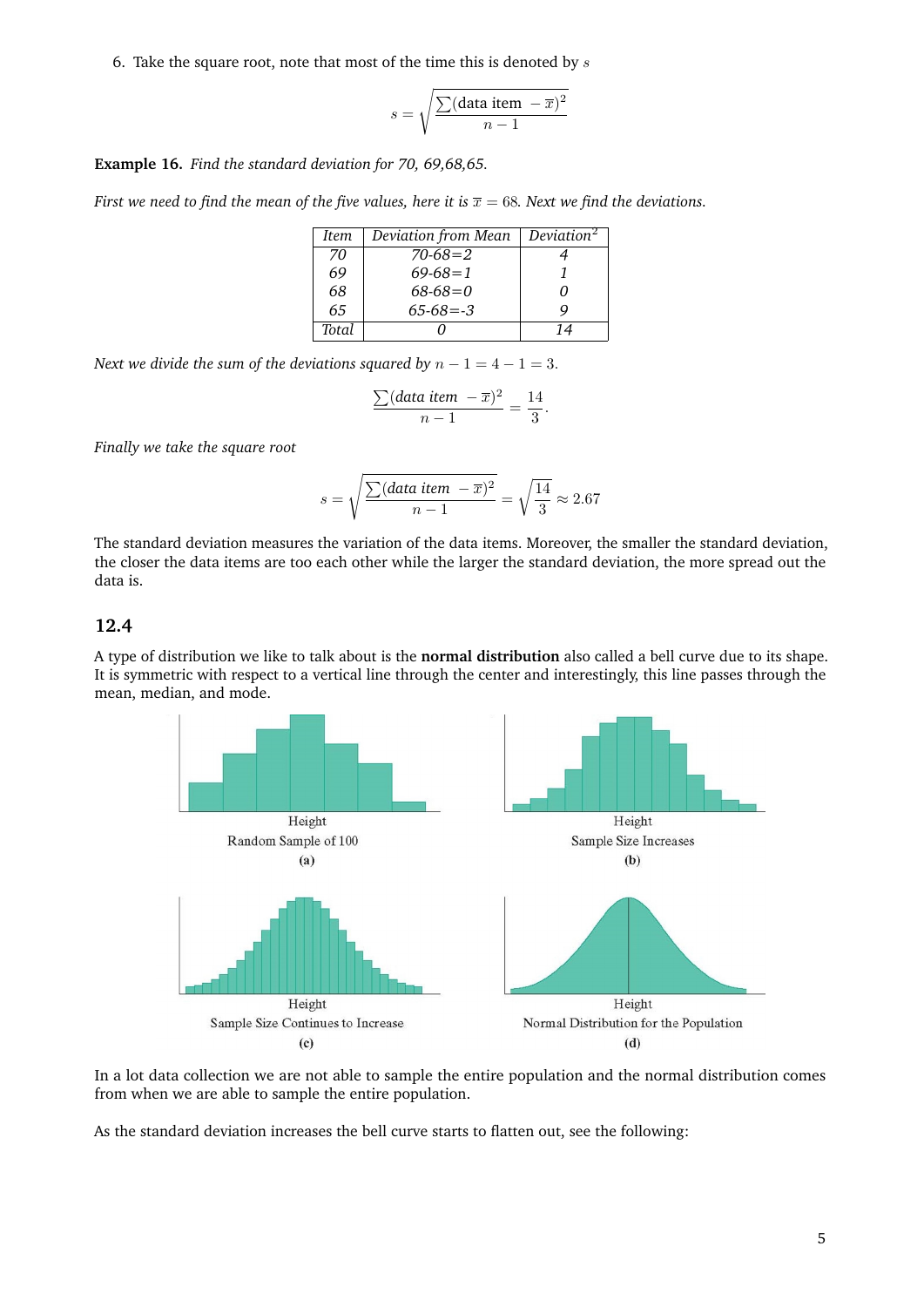6. Take the square root, note that most of the time this is denoted by $s$

$$s = \sqrt{\frac{\sum(\text{data item } - \overline{x})^2}{n-1}}$$

**Example 16.** *Find the standard deviation for 70, 69,68,65.*

*First we need to find the mean of the five values, here it is $\overline{x} = 68$. Next we find the deviations.*

| *Item* | *Deviation from Mean* | *Deviation*$^2$ |
|---|---|---|
| *70* | *70-68=2* | *4* |
| *69* | *69-68=1* | *1* |
| *68* | *68-68=0* | *0* |
| *65* | *65-68=-3* | *9* |
| *Total* | *0* | *14* |

*Next we divide the sum of the deviations squared by $n - 1 = 4 - 1 = 3$.*

$$\frac{\sum(\textit{data item } - \overline{x})^2}{n-1} = \frac{14}{3}.$$

*Finally we take the square root*

$$s = \sqrt{\frac{\sum(\textit{data item } - \overline{x})^2}{n-1}} = \sqrt{\frac{14}{3}} \approx 2.67$$

The standard deviation measures the variation of the data items. Moreover, the smaller the standard deviation, the closer the data items are too each other while the larger the standard deviation, the more spread out the data is.

## 12.4

A type of distribution we like to talk about is the **normal distribution** also called a bell curve due to its shape. It is symmetric with respect to a vertical line through the center and interestingly, this line passes through the mean, median, and mode.

Height
Random Sample of 100
(a)

Height
Sample Size Increases
(b)

Height
Sample Size Continues to Increase
(c)

Height
Normal Distribution for the Population
(d)

In a lot data collection we are not able to sample the entire population and the normal distribution comes from when we are able to sample the entire population.

As the standard deviation increases the bell curve starts to flatten out, see the following: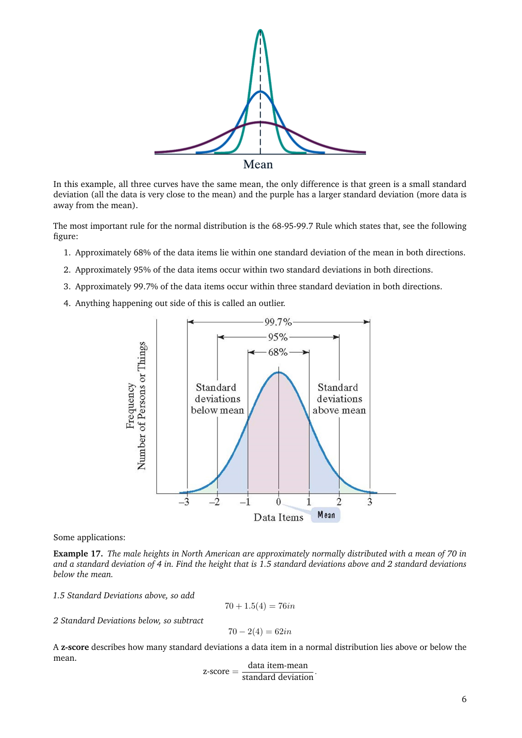In this example, all three curves have the same mean, the only difference is that green is a small standard deviation (all the data is very close to the mean) and the purple has a larger standard deviation (more data is away from the mean).

The most important rule for the normal distribution is the 68-95-99.7 Rule which states that, see the following figure:

1. Approximately 68% of the data items lie within one standard deviation of the mean in both directions.
2. Approximately 95% of the data items occur within two standard deviations in both directions.
3. Approximately 99.7% of the data items occur within three standard deviation in both directions.
4. Anything happening out side of this is called an outlier.

Some applications:

**Example 17.** *The male heights in North American are approximately normally distributed with a mean of 70 in and a standard deviation of 4 in. Find the height that is 1.5 standard deviations above and 2 standard deviations below the mean.*

*1.5 Standard Deviations above, so add*

$$70 + 1.5(4) = 76in$$

*2 Standard Deviations below, so subtract*

$$70 - 2(4) = 62in$$

A **z-score** describes how many standard deviations a data item in a normal distribution lies above or below the mean.

$$\text{z-score} = \frac{\text{data item-mean}}{\text{standard deviation}}.$$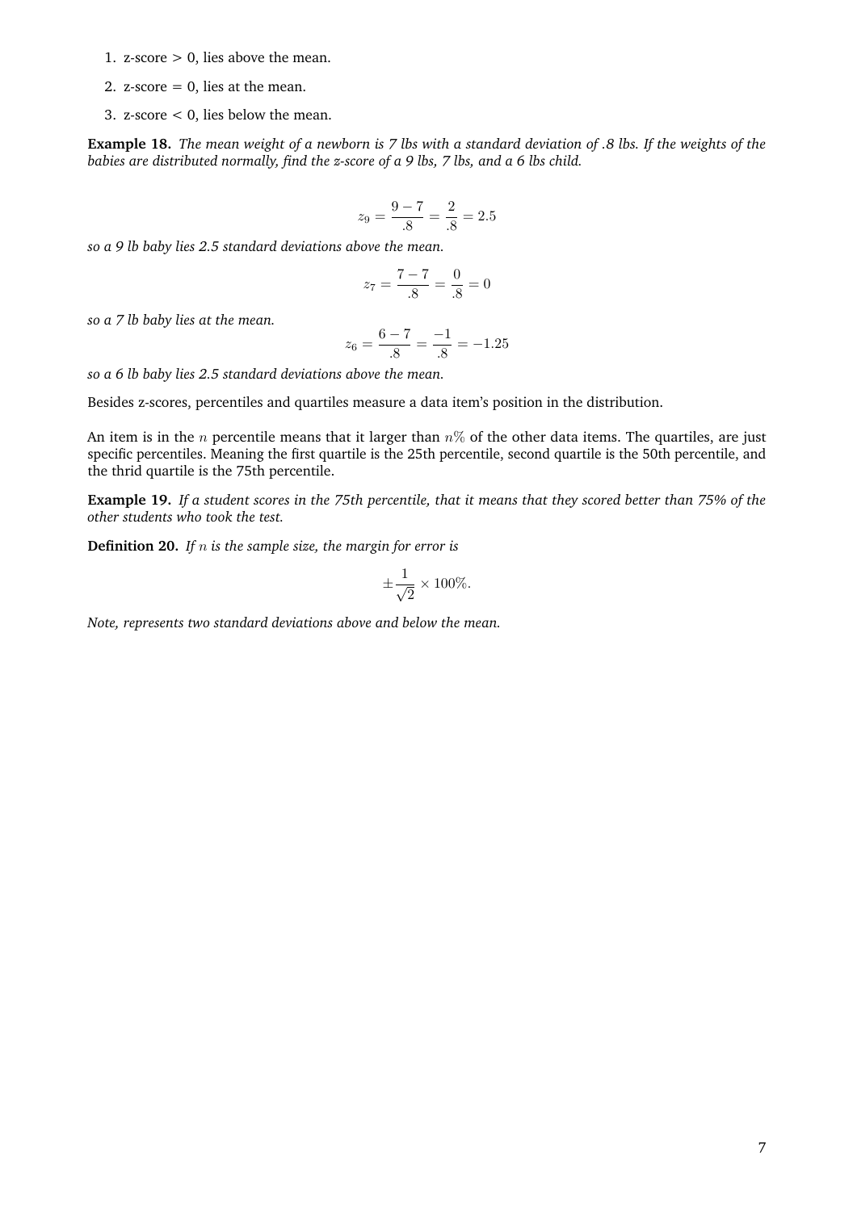1. z-score $> 0$, lies above the mean.
2. z-score $= 0$, lies at the mean.
3. z-score $< 0$, lies below the mean.

**Example 18.** *The mean weight of a newborn is 7 lbs with a standard deviation of .8 lbs. If the weights of the babies are distributed normally, find the z-score of a 9 lbs, 7 lbs, and a 6 lbs child.*

$$z_9 = \frac{9-7}{.8} = \frac{2}{.8} = 2.5$$

*so a 9 lb baby lies 2.5 standard deviations above the mean.*

$$z_7 = \frac{7-7}{.8} = \frac{0}{.8} = 0$$

*so a 7 lb baby lies at the mean.*

$$z_6 = \frac{6-7}{.8} = \frac{-1}{.8} = -1.25$$

*so a 6 lb baby lies 2.5 standard deviations above the mean.*

Besides z-scores, percentiles and quartiles measure a data item's position in the distribution.

An item is in the $n$ percentile means that it larger than $n\%$ of the other data items. The quartiles, are just specific percentiles. Meaning the first quartile is the 25th percentile, second quartile is the 50th percentile, and the thrid quartile is the 75th percentile.

**Example 19.** *If a student scores in the 75th percentile, that it means that they scored better than 75% of the other students who took the test.*

**Definition 20.** *If $n$ is the sample size, the margin for error is*

$$\pm\frac{1}{\sqrt{2}} \times 100\%.$$

*Note, represents two standard deviations above and below the mean.*